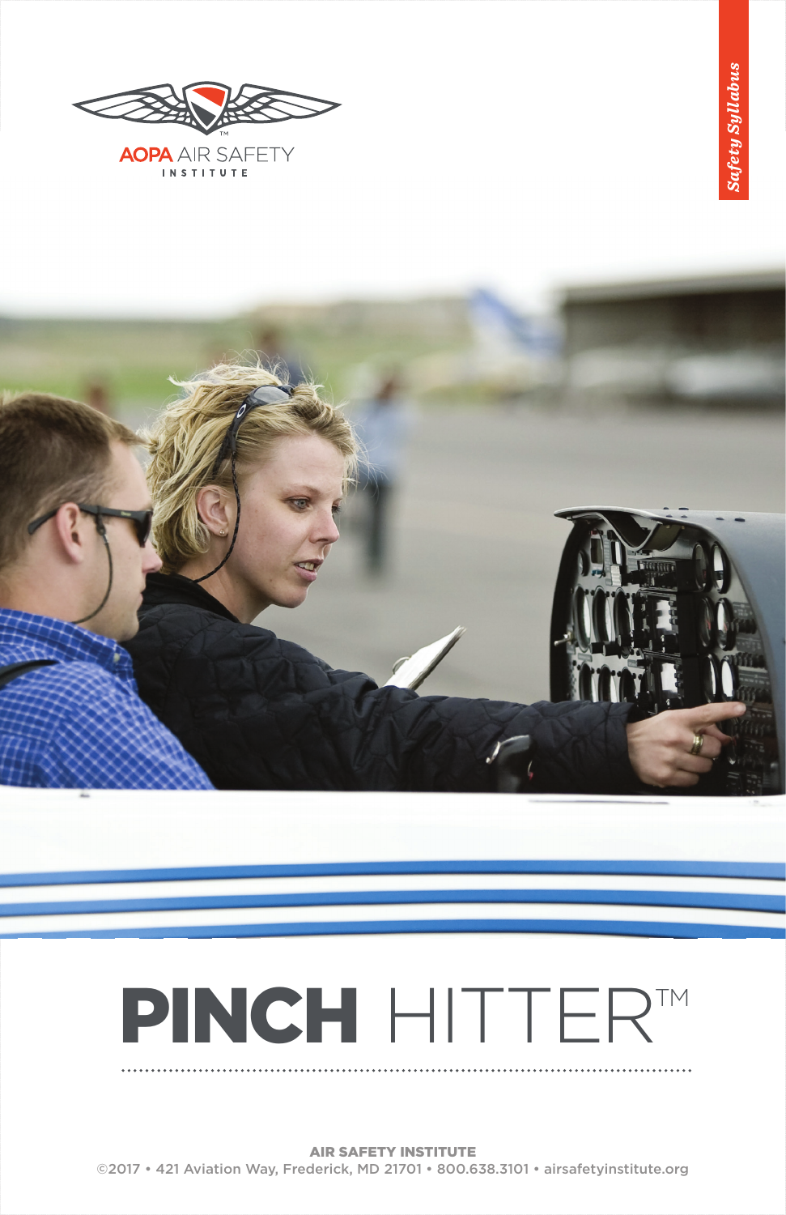AOPA AIR SAFETY INSTITUTE

*Safety Syllabus*

# PINCH HITTER™

**AIR SAFETY INSTITUTE**

©2017 • 421 Aviation Way, Frederick, MD 21701 • 800.638.3101 • airsafetyinstitute.org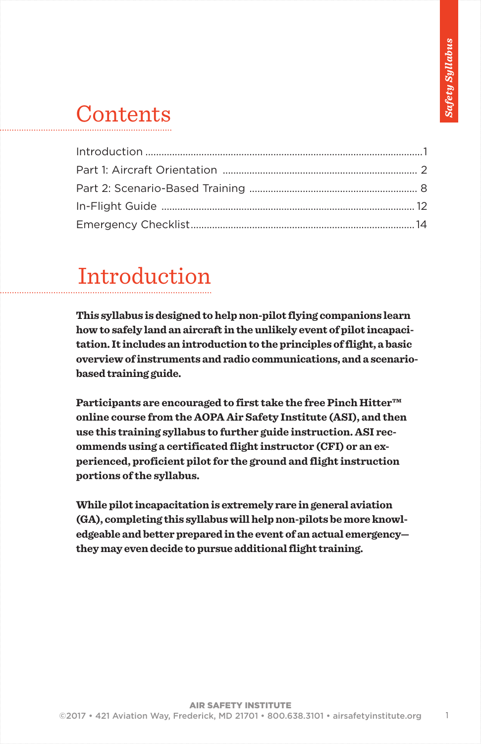# Contents

Introduction ........................................................................ 1
Part 1: Aircraft Orientation ........................................................ 2
Part 2: Scenario-Based Training ..................................................... 8
In-Flight Guide .................................................................... 12
Emergency Checklist ................................................................. 14

# Introduction

**This syllabus is designed to help non-pilot flying companions learn how to safely land an aircraft in the unlikely event of pilot incapacitation. It includes an introduction to the principles of flight, a basic overview of instruments and radio communications, and a scenario-based training guide.**

**Participants are encouraged to first take the free Pinch Hitter™ online course from the AOPA Air Safety Institute (ASI), and then use this training syllabus to further guide instruction. ASI recommends using a certificated flight instructor (CFI) or an experienced, proficient pilot for the ground and flight instruction portions of the syllabus.**

**While pilot incapacitation is extremely rare in general aviation (GA), completing this syllabus will help non-pilots be more knowledgeable and better prepared in the event of an actual emergency—they may even decide to pursue additional flight training.**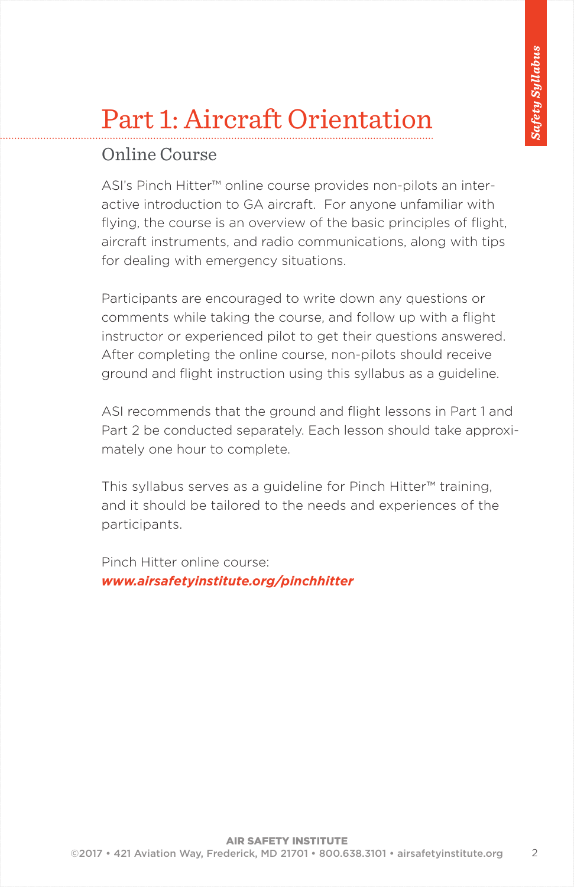# Part 1: Aircraft Orientation

## Online Course

ASI's Pinch Hitter™ online course provides non-pilots an interactive introduction to GA aircraft. For anyone unfamiliar with flying, the course is an overview of the basic principles of flight, aircraft instruments, and radio communications, along with tips for dealing with emergency situations.

Participants are encouraged to write down any questions or comments while taking the course, and follow up with a flight instructor or experienced pilot to get their questions answered. After completing the online course, non-pilots should receive ground and flight instruction using this syllabus as a guideline.

ASI recommends that the ground and flight lessons in Part 1 and Part 2 be conducted separately. Each lesson should take approximately one hour to complete.

This syllabus serves as a guideline for Pinch Hitter™ training, and it should be tailored to the needs and experiences of the participants.

Pinch Hitter online course:
***www.airsafetyinstitute.org/pinchhitter***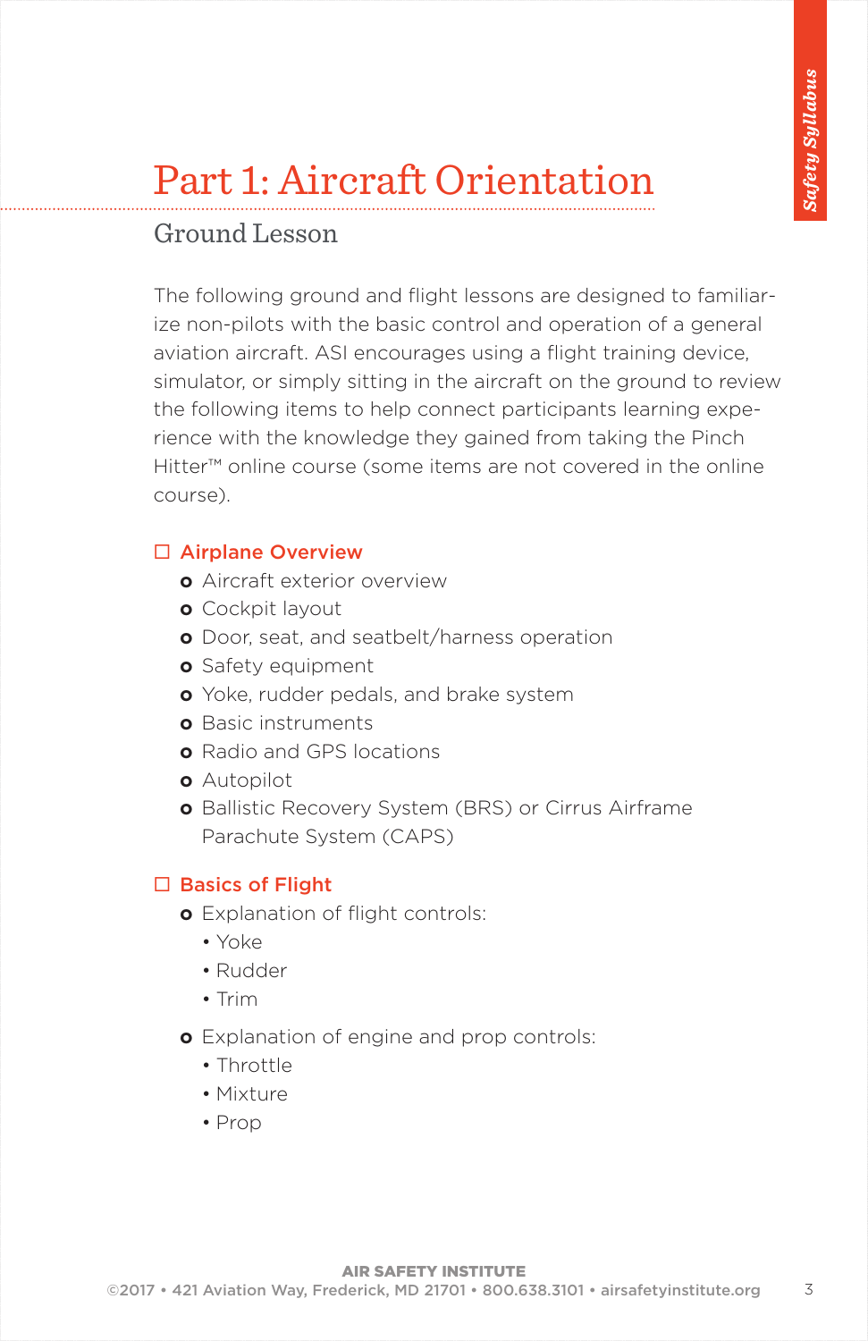# Part 1: Aircraft Orientation

## Ground Lesson

The following ground and flight lessons are designed to familiarize non-pilots with the basic control and operation of a general aviation aircraft. ASI encourages using a flight training device, simulator, or simply sitting in the aircraft on the ground to review the following items to help connect participants learning experience with the knowledge they gained from taking the Pinch Hitter™ online course (some items are not covered in the online course).

### ☐ Airplane Overview

- Aircraft exterior overview
- Cockpit layout
- Door, seat, and seatbelt/harness operation
- Safety equipment
- Yoke, rudder pedals, and brake system
- Basic instruments
- Radio and GPS locations
- Autopilot
- Ballistic Recovery System (BRS) or Cirrus Airframe Parachute System (CAPS)

### ☐ Basics of Flight

- Explanation of flight controls:
  - Yoke
  - Rudder
  - Trim
- Explanation of engine and prop controls:
  - Throttle
  - Mixture
  - Prop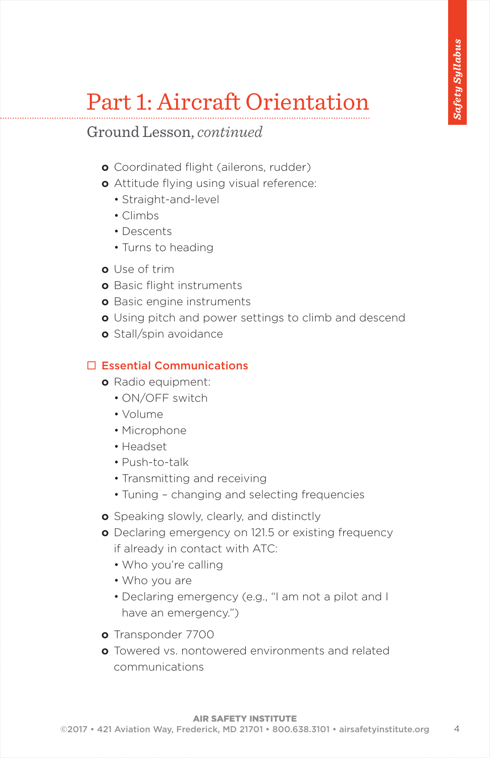# Part 1: Aircraft Orientation

## Ground Lesson, *continued*

- Coordinated flight (ailerons, rudder)
- Attitude flying using visual reference:
  - Straight-and-level
  - Climbs
  - Descents
  - Turns to heading
- Use of trim
- Basic flight instruments
- Basic engine instruments
- Using pitch and power settings to climb and descend
- Stall/spin avoidance

### ☐ Essential Communications

- Radio equipment:
  - ON/OFF switch
  - Volume
  - Microphone
  - Headset
  - Push-to-talk
  - Transmitting and receiving
  - Tuning – changing and selecting frequencies
- Speaking slowly, clearly, and distinctly
- Declaring emergency on 121.5 or existing frequency if already in contact with ATC:
  - Who you're calling
  - Who you are
  - Declaring emergency (e.g., "I am not a pilot and I have an emergency.")
- Transponder 7700
- Towered vs. nontowered environments and related communications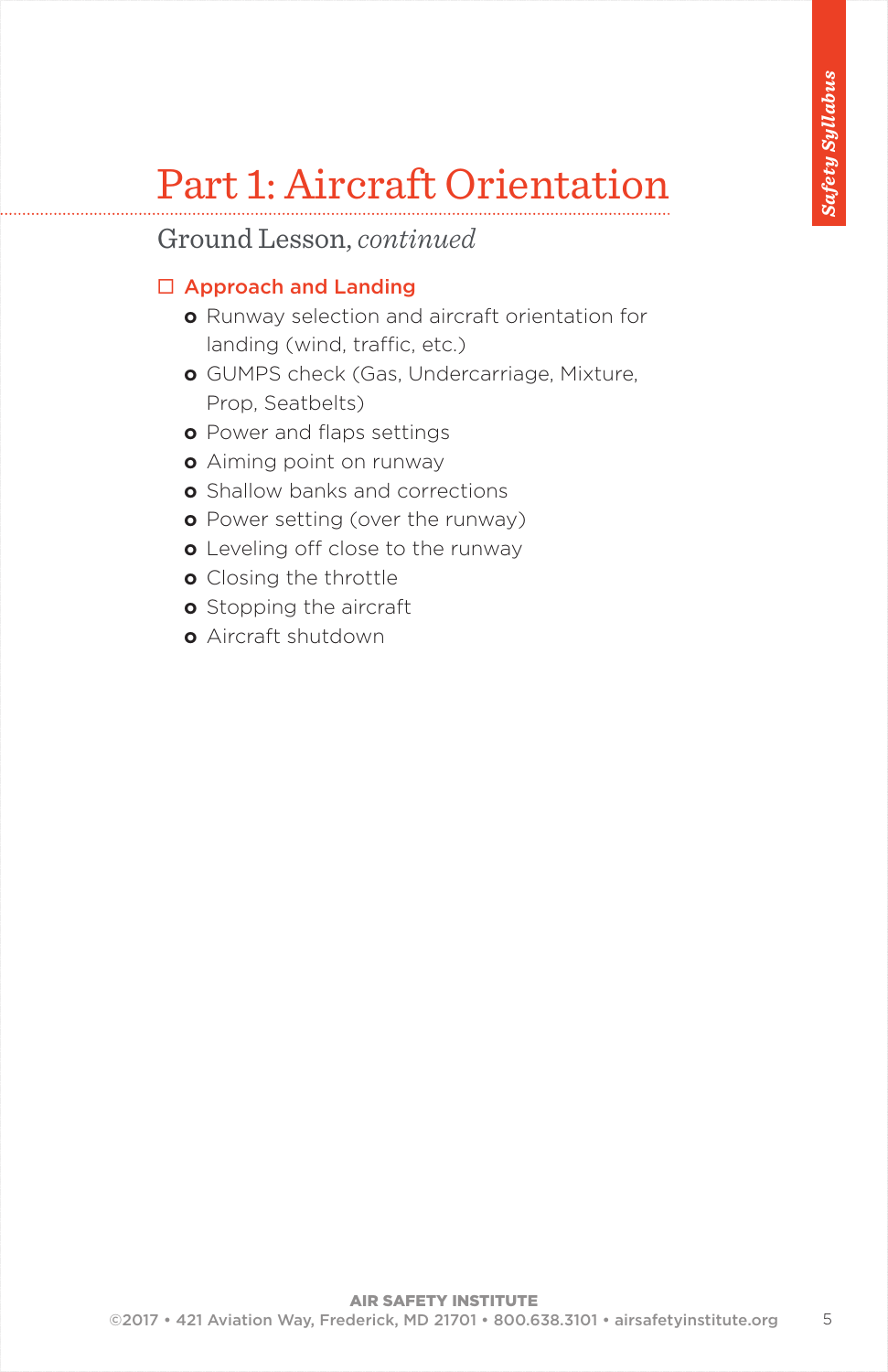# Part 1: Aircraft Orientation

## Ground Lesson, *continued*

### ☐ Approach and Landing

- Runway selection and aircraft orientation for landing (wind, traffic, etc.)
- GUMPS check (Gas, Undercarriage, Mixture, Prop, Seatbelts)
- Power and flaps settings
- Aiming point on runway
- Shallow banks and corrections
- Power setting (over the runway)
- Leveling off close to the runway
- Closing the throttle
- Stopping the aircraft
- Aircraft shutdown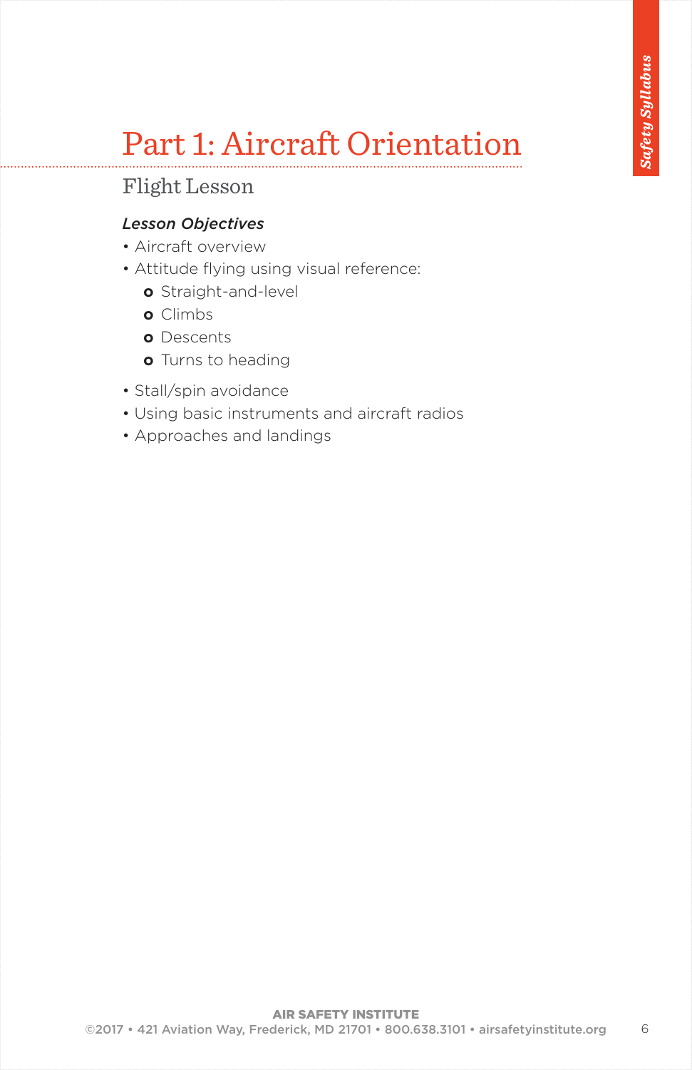# Part 1: Aircraft Orientation

## Flight Lesson

*Lesson Objectives*

- Aircraft overview
- Attitude flying using visual reference:
  - Straight-and-level
  - Climbs
  - Descents
  - Turns to heading
- Stall/spin avoidance
- Using basic instruments and aircraft radios
- Approaches and landings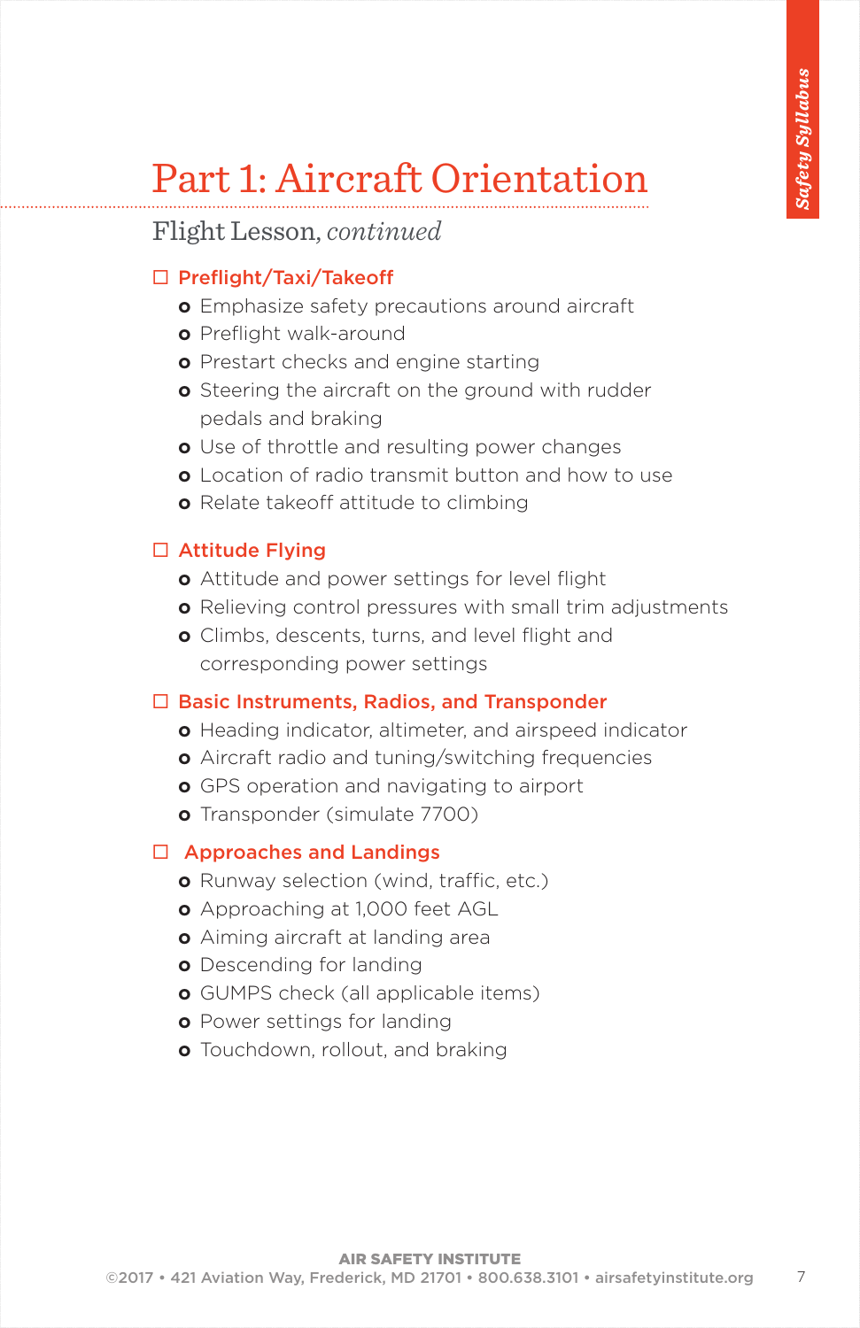# Part 1: Aircraft Orientation

## Flight Lesson, *continued*

### ☐ Preflight/Taxi/Takeoff

- Emphasize safety precautions around aircraft
- Preflight walk-around
- Prestart checks and engine starting
- Steering the aircraft on the ground with rudder pedals and braking
- Use of throttle and resulting power changes
- Location of radio transmit button and how to use
- Relate takeoff attitude to climbing

### ☐ Attitude Flying

- Attitude and power settings for level flight
- Relieving control pressures with small trim adjustments
- Climbs, descents, turns, and level flight and corresponding power settings

### ☐ Basic Instruments, Radios, and Transponder

- Heading indicator, altimeter, and airspeed indicator
- Aircraft radio and tuning/switching frequencies
- GPS operation and navigating to airport
- Transponder (simulate 7700)

### ☐ Approaches and Landings

- Runway selection (wind, traffic, etc.)
- Approaching at 1,000 feet AGL
- Aiming aircraft at landing area
- Descending for landing
- GUMPS check (all applicable items)
- Power settings for landing
- Touchdown, rollout, and braking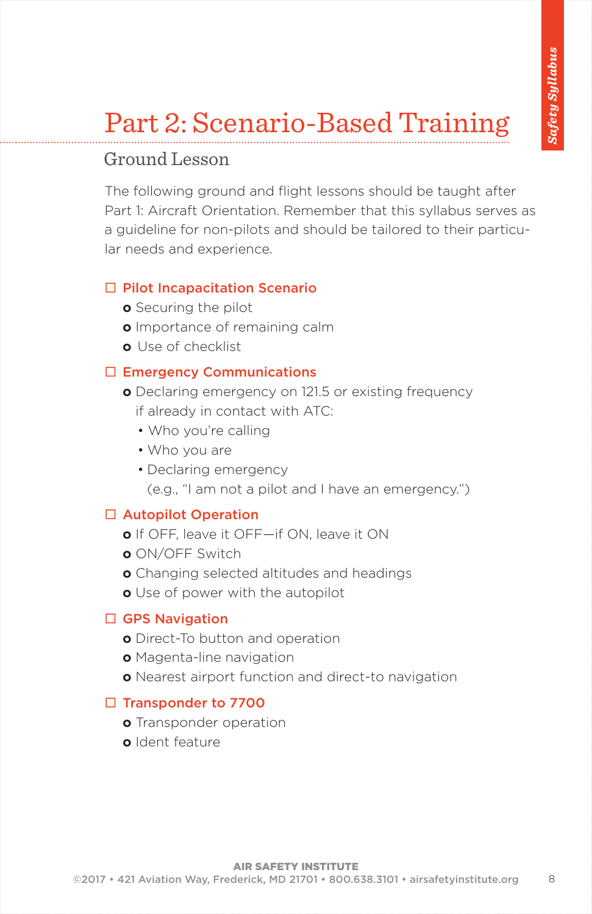# Part 2: Scenario-Based Training

## Ground Lesson

The following ground and flight lessons should be taught after Part 1: Aircraft Orientation. Remember that this syllabus serves as a guideline for non-pilots and should be tailored to their particular needs and experience.

☐ **Pilot Incapacitation Scenario**

- Securing the pilot
- Importance of remaining calm
- Use of checklist

☐ **Emergency Communications**

- Declaring emergency on 121.5 or existing frequency if already in contact with ATC:
  - Who you're calling
  - Who you are
  - Declaring emergency (e.g., "I am not a pilot and I have an emergency.")

☐ **Autopilot Operation**

- If OFF, leave it OFF—if ON, leave it ON
- ON/OFF Switch
- Changing selected altitudes and headings
- Use of power with the autopilot

☐ **GPS Navigation**

- Direct-To button and operation
- Magenta-line navigation
- Nearest airport function and direct-to navigation

☐ **Transponder to 7700**

- Transponder operation
- Ident feature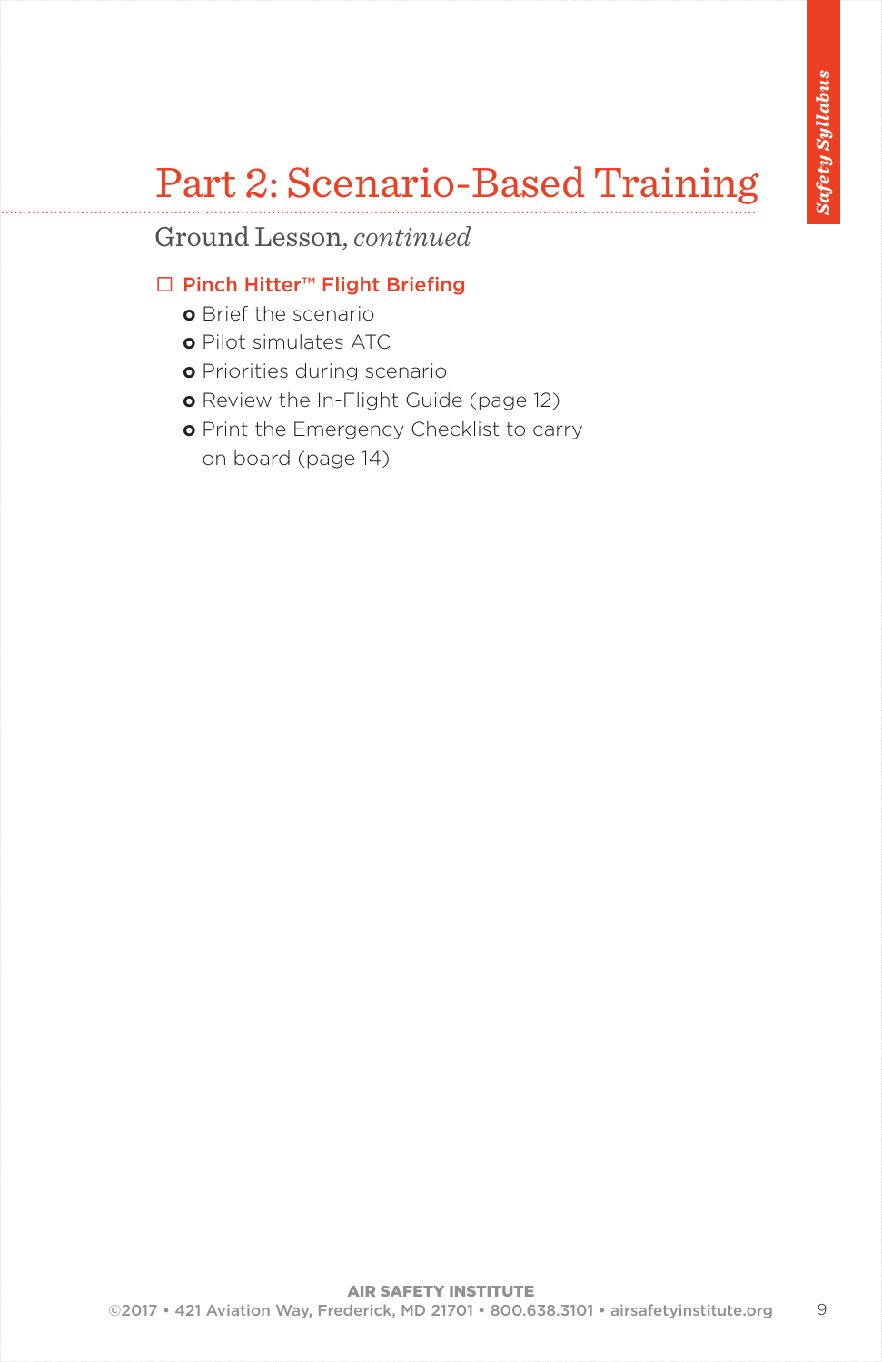# Part 2: Scenario-Based Training

## Ground Lesson, *continued*

☐ **Pinch Hitter™ Flight Briefing**

- Brief the scenario
- Pilot simulates ATC
- Priorities during scenario
- Review the In-Flight Guide (page 12)
- Print the Emergency Checklist to carry on board (page 14)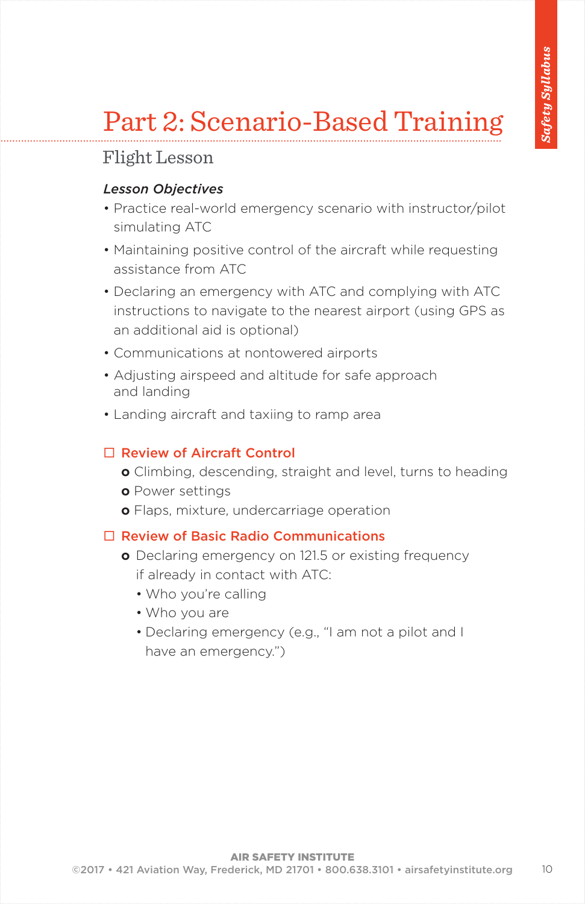// Part 2: Scenario-Based Training

## Flight Lesson

***Lesson Objectives***

- Practice real-world emergency scenario with instructor/pilot simulating ATC
- Maintaining positive control of the aircraft while requesting assistance from ATC
- Declaring an emergency with ATC and complying with ATC instructions to navigate to the nearest airport (using GPS as an additional aid is optional)
- Communications at nontowered airports
- Adjusting airspeed and altitude for safe approach and landing
- Landing aircraft and taxiing to ramp area

☐ **Review of Aircraft Control**

- Climbing, descending, straight and level, turns to heading
- Power settings
- Flaps, mixture, undercarriage operation

☐ **Review of Basic Radio Communications**

- Declaring emergency on 121.5 or existing frequency if already in contact with ATC:
  - Who you're calling
  - Who you are
  - Declaring emergency (e.g., "I am not a pilot and I have an emergency.")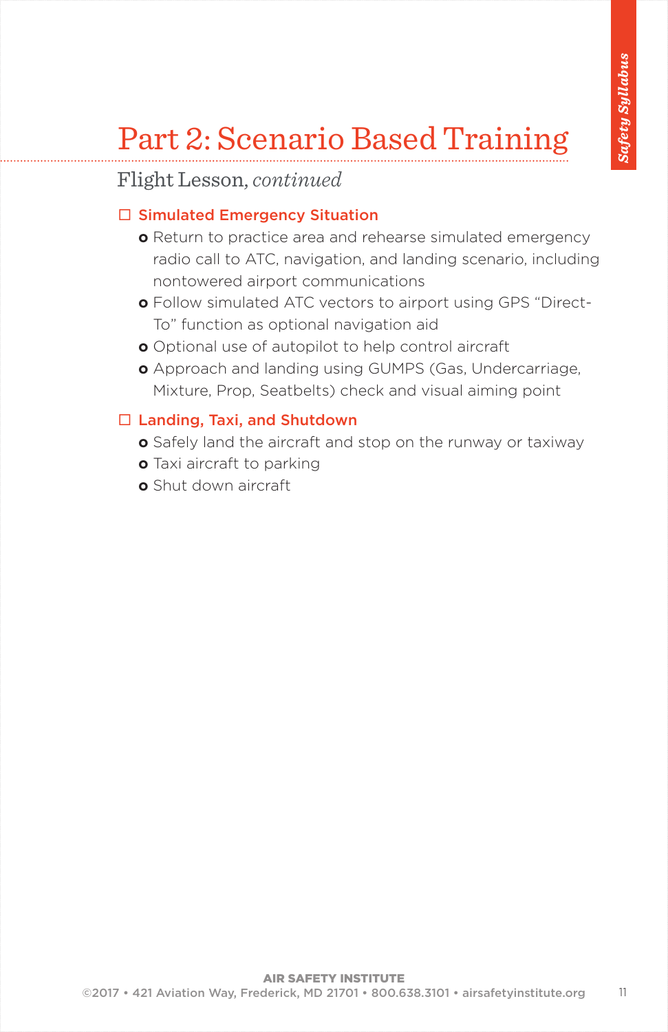# Part 2: Scenario Based Training

## Flight Lesson, *continued*

☐ **Simulated Emergency Situation**

- Return to practice area and rehearse simulated emergency radio call to ATC, navigation, and landing scenario, including nontowered airport communications
- Follow simulated ATC vectors to airport using GPS "Direct-To" function as optional navigation aid
- Optional use of autopilot to help control aircraft
- Approach and landing using GUMPS (Gas, Undercarriage, Mixture, Prop, Seatbelts) check and visual aiming point

☐ **Landing, Taxi, and Shutdown**

- Safely land the aircraft and stop on the runway or taxiway
- Taxi aircraft to parking
- Shut down aircraft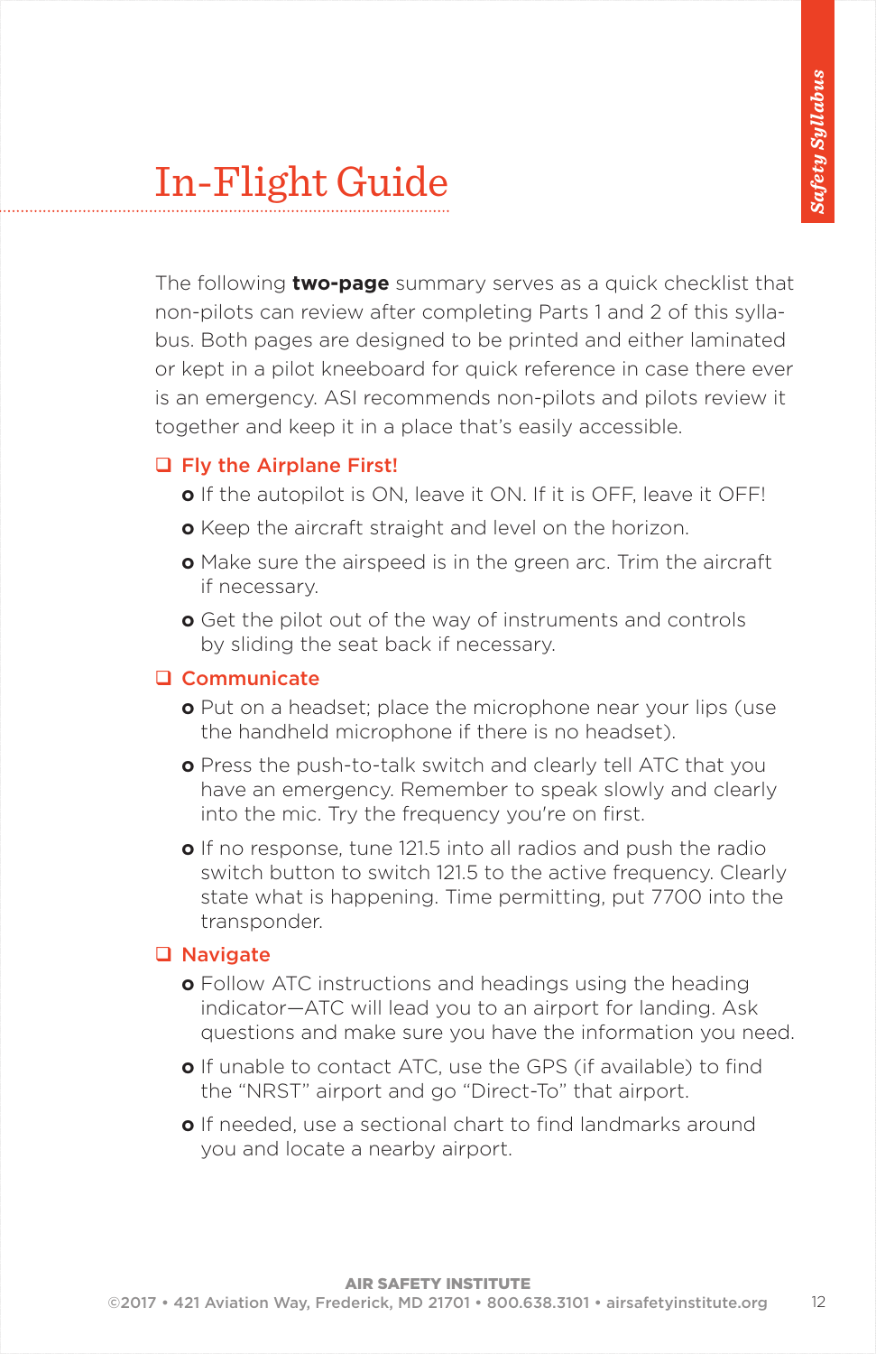# In-Flight Guide

The following **two-page** summary serves as a quick checklist that non-pilots can review after completing Parts 1 and 2 of this syllabus. Both pages are designed to be printed and either laminated or kept in a pilot kneeboard for quick reference in case there ever is an emergency. ASI recommends non-pilots and pilots review it together and keep it in a place that's easily accessible.

## ❑ Fly the Airplane First!

- If the autopilot is ON, leave it ON. If it is OFF, leave it OFF!
- Keep the aircraft straight and level on the horizon.
- Make sure the airspeed is in the green arc. Trim the aircraft if necessary.
- Get the pilot out of the way of instruments and controls by sliding the seat back if necessary.

## ❑ Communicate

- Put on a headset; place the microphone near your lips (use the handheld microphone if there is no headset).
- Press the push-to-talk switch and clearly tell ATC that you have an emergency. Remember to speak slowly and clearly into the mic. Try the frequency you're on first.
- If no response, tune 121.5 into all radios and push the radio switch button to switch 121.5 to the active frequency. Clearly state what is happening. Time permitting, put 7700 into the transponder.

## ❑ Navigate

- Follow ATC instructions and headings using the heading indicator—ATC will lead you to an airport for landing. Ask questions and make sure you have the information you need.
- If unable to contact ATC, use the GPS (if available) to find the "NRST" airport and go "Direct-To" that airport.
- If needed, use a sectional chart to find landmarks around you and locate a nearby airport.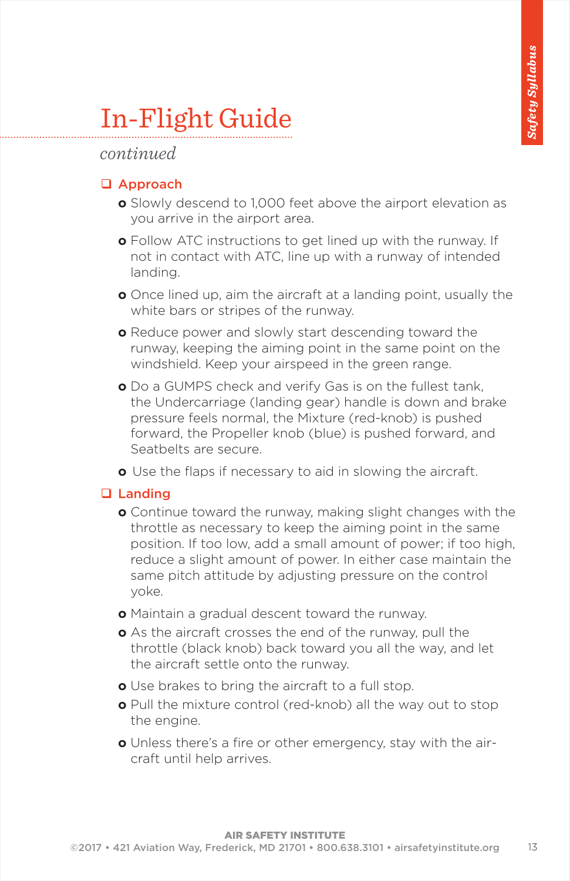# In-Flight Guide

*continued*

## ❑ Approach

- Slowly descend to 1,000 feet above the airport elevation as you arrive in the airport area.
- Follow ATC instructions to get lined up with the runway. If not in contact with ATC, line up with a runway of intended landing.
- Once lined up, aim the aircraft at a landing point, usually the white bars or stripes of the runway.
- Reduce power and slowly start descending toward the runway, keeping the aiming point in the same point on the windshield. Keep your airspeed in the green range.
- Do a GUMPS check and verify Gas is on the fullest tank, the Undercarriage (landing gear) handle is down and brake pressure feels normal, the Mixture (red-knob) is pushed forward, the Propeller knob (blue) is pushed forward, and Seatbelts are secure.
- Use the flaps if necessary to aid in slowing the aircraft.

## ❑ Landing

- Continue toward the runway, making slight changes with the throttle as necessary to keep the aiming point in the same position. If too low, add a small amount of power; if too high, reduce a slight amount of power. In either case maintain the same pitch attitude by adjusting pressure on the control yoke.
- Maintain a gradual descent toward the runway.
- As the aircraft crosses the end of the runway, pull the throttle (black knob) back toward you all the way, and let the aircraft settle onto the runway.
- Use brakes to bring the aircraft to a full stop.
- Pull the mixture control (red-knob) all the way out to stop the engine.
- Unless there's a fire or other emergency, stay with the aircraft until help arrives.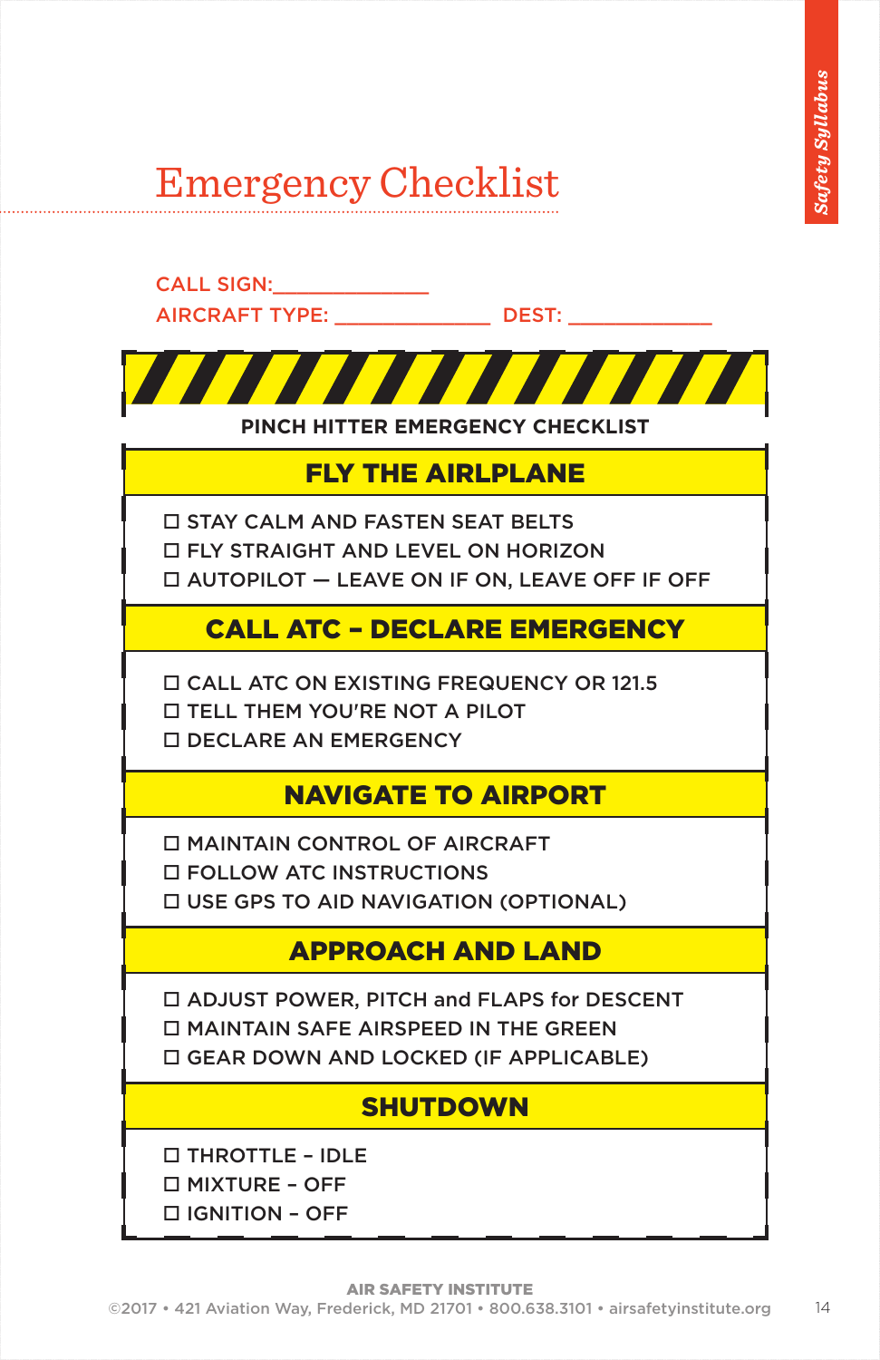// Emergency Checklist

CALL SIGN:_____________

AIRCRAFT TYPE: _____________ DEST: ____________

**PINCH HITTER EMERGENCY CHECKLIST**

## FLY THE AIRLPLANE

- ☐ STAY CALM AND FASTEN SEAT BELTS
- ☐ FLY STRAIGHT AND LEVEL ON HORIZON
- ☐ AUTOPILOT — LEAVE ON IF ON, LEAVE OFF IF OFF

## CALL ATC – DECLARE EMERGENCY

- ☐ CALL ATC ON EXISTING FREQUENCY OR 121.5
- ☐ TELL THEM YOU'RE NOT A PILOT
- ☐ DECLARE AN EMERGENCY

## NAVIGATE TO AIRPORT

- ☐ MAINTAIN CONTROL OF AIRCRAFT
- ☐ FOLLOW ATC INSTRUCTIONS
- ☐ USE GPS TO AID NAVIGATION (OPTIONAL)

## APPROACH AND LAND

- ☐ ADJUST POWER, PITCH and FLAPS for DESCENT
- ☐ MAINTAIN SAFE AIRSPEED IN THE GREEN
- ☐ GEAR DOWN AND LOCKED (IF APPLICABLE)

## SHUTDOWN

- ☐ THROTTLE – IDLE
- ☐ MIXTURE – OFF
- ☐ IGNITION – OFF

// Emergency Checklist

CALL SIGN:_____________

AIRCRAFT TYPE: _____________ DEST: ____________

**PINCH HITTER EMERGENCY CHECKLIST**

## FLY THE AIRLPLANE

- ☐ STAY CALM AND FASTEN SEAT BELTS
- ☐ FLY STRAIGHT AND LEVEL ON HORIZON
- ☐ AUTOPILOT — LEAVE ON IF ON, LEAVE OFF IF OFF

## CALL ATC – DECLARE EMERGENCY

- ☐ CALL ATC ON EXISTING FREQUENCY OR 121.5
- ☐ TELL THEM YOU'RE NOT A PILOT
- ☐ DECLARE AN EMERGENCY

## NAVIGATE TO AIRPORT

- ☐ MAINTAIN CONTROL OF AIRCRAFT
- ☐ FOLLOW ATC INSTRUCTIONS
- ☐ USE GPS TO AID NAVIGATION (OPTIONAL)

## APPROACH AND LAND

- ☐ ADJUST POWER, PITCH and FLAPS for DESCENT
- ☐ MAINTAIN SAFE AIRSPEED IN THE GREEN
- ☐ GEAR DOWN AND LOCKED (IF APPLICABLE)

## SHUTDOWN

- ☐ THROTTLE – IDLE
- ☐ MIXTURE – OFF
- ☐ IGNITION – OFF

# Emergency Checklist

CALL SIGN:_____________

AIRCRAFT TYPE: _____________ DEST: ____________

**PINCH HITTER EMERGENCY CHECKLIST**

## FLY THE AIRLPLANE

- ☐ STAY CALM AND FASTEN SEAT BELTS
- ☐ FLY STRAIGHT AND LEVEL ON HORIZON
- ☐ AUTOPILOT — LEAVE ON IF ON, LEAVE OFF IF OFF

## CALL ATC – DECLARE EMERGENCY

- ☐ CALL ATC ON EXISTING FREQUENCY OR 121.5
- ☐ TELL THEM YOU'RE NOT A PILOT
- ☐ DECLARE AN EMERGENCY

## NAVIGATE TO AIRPORT

- ☐ MAINTAIN CONTROL OF AIRCRAFT
- ☐ FOLLOW ATC INSTRUCTIONS
- ☐ USE GPS TO AID NAVIGATION (OPTIONAL)

## APPROACH AND LAND

- ☐ ADJUST POWER, PITCH and FLAPS for DESCENT
- ☐ MAINTAIN SAFE AIRSPEED IN THE GREEN
- ☐ GEAR DOWN AND LOCKED (IF APPLICABLE)

## SHUTDOWN

- ☐ THROTTLE – IDLE
- ☐ MIXTURE – OFF
- ☐ IGNITION – OFF